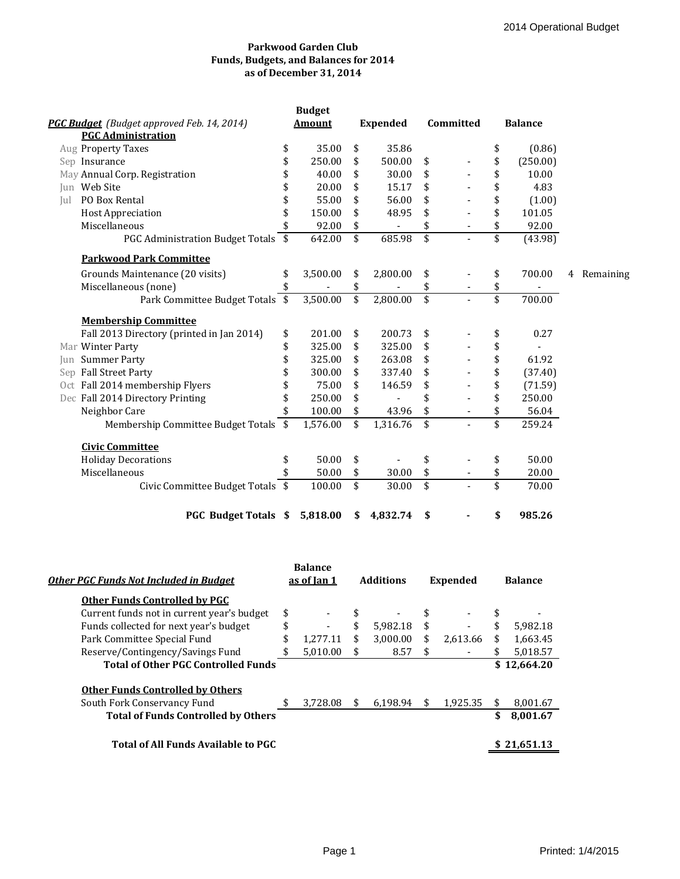**Parkwood Garden Club**
**Funds, Budgets, and Balances for 2014**
**as of December 31, 2014**

| | ***PGC Budget*** *(Budget approved Feb. 14, 2014)* | Budget Amount | Expended | Committed | Balance | |
|---|---|---|---|---|---|---|
| | **PGC Administration** | | | | | |
| Aug | Property Taxes | $ 35.00 | $ 35.86 | | $ (0.86) | |
| Sep | Insurance | $ 250.00 | $ 500.00 | $ - | $ (250.00) | |
| May | Annual Corp. Registration | $ 40.00 | $ 30.00 | $ - | $ 10.00 | |
| Jun | Web Site | $ 20.00 | $ 15.17 | $ - | $ 4.83 | |
| Jul | PO Box Rental | $ 55.00 | $ 56.00 | $ - | $ (1.00) | |
| | Host Appreciation | $ 150.00 | $ 48.95 | $ - | $ 101.05 | |
| | Miscellaneous | $ 92.00 | $ - | $ - | $ 92.00 | |
| | PGC Administration Budget Totals | $ 642.00 | $ 685.98 | $ - | $ (43.98) | |
| | **Parkwood Park Committee** | | | | | |
| | Grounds Maintenance (20 visits) | $ 3,500.00 | $ 2,800.00 | $ - | $ 700.00 | 4 Remaining |
| | Miscellaneous (none) | $ - | $ - | $ - | $ - | |
| | Park Committee Budget Totals | $ 3,500.00 | $ 2,800.00 | $ - | $ 700.00 | |
| | **Membership Committee** | | | | | |
| | Fall 2013 Directory (printed in Jan 2014) | $ 201.00 | $ 200.73 | $ - | $ 0.27 | |
| Mar | Winter Party | $ 325.00 | $ 325.00 | $ - | $ - | |
| Jun | Summer Party | $ 325.00 | $ 263.08 | $ - | $ 61.92 | |
| Sep | Fall Street Party | $ 300.00 | $ 337.40 | $ - | $ (37.40) | |
| Oct | Fall 2014 membership Flyers | $ 75.00 | $ 146.59 | $ - | $ (71.59) | |
| Dec | Fall 2014 Directory Printing | $ 250.00 | $ - | $ - | $ 250.00 | |
| | Neighbor Care | $ 100.00 | $ 43.96 | $ - | $ 56.04 | |
| | Membership Committee Budget Totals | $ 1,576.00 | $ 1,316.76 | $ - | $ 259.24 | |
| | **Civic Committee** | | | | | |
| | Holiday Decorations | $ 50.00 | $ - | $ - | $ 50.00 | |
| | Miscellaneous | $ 50.00 | $ 30.00 | $ - | $ 20.00 | |
| | Civic Committee Budget Totals | $ 100.00 | $ 30.00 | $ - | $ 70.00 | |
| | **PGC Budget Totals** | **$ 5,818.00** | **$ 4,832.74** | **$ -** | **$ 985.26** | |

| ***Other PGC Funds Not Included in Budget*** | Balance as of Jan 1 | Additions | Expended | Balance |
|---|---|---|---|---|
| **Other Funds Controlled by PGC** | | | | |
| Current funds not in current year's budget | $ - | $ - | $ - | $ - |
| Funds collected for next year's budget | $ - | $ 5,982.18 | $ - | $ 5,982.18 |
| Park Committee Special Fund | $ 1,277.11 | $ 3,000.00 | $ 2,613.66 | $ 1,663.45 |
| Reserve/Contingency/Savings Fund | $ 5,010.00 | $ 8.57 | $ - | $ 5,018.57 |
| **Total of Other PGC Controlled Funds** | | | | **$ 12,664.20** |
| **Other Funds Controlled by Others** | | | | |
| South Fork Conservancy Fund | $ 3,728.08 | $ 6,198.94 | $ 1,925.35 | $ 8,001.67 |
| **Total of Funds Controlled by Others** | | | | **$ 8,001.67** |
| **Total of All Funds Available to PGC** | | | | **$ 21,651.13** |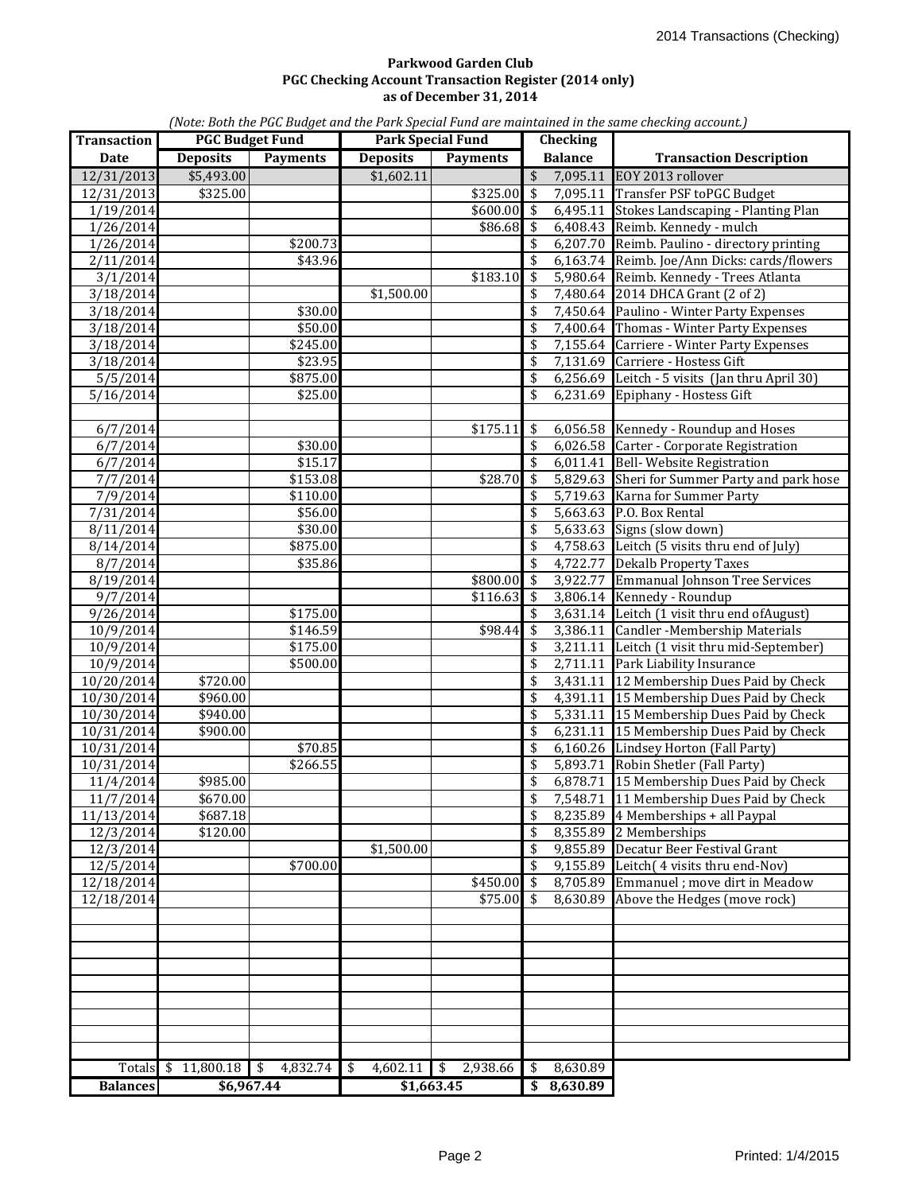**Parkwood Garden Club**
**PGC Checking Account Transaction Register (2014 only)**
**as of December 31, 2014**

*(Note: Both the PGC Budget and the Park Special Fund are maintained in the same checking account.)*

| Transaction | PGC Budget Fund | | Park Special Fund | | Checking | |
|---|---|---|---|---|---|---|
| Date | Deposits | Payments | Deposits | Payments | Balance | Transaction Description |
| 12/31/2013 | $5,493.00 | | $1,602.11 | | $ 7,095.11 | EOY 2013 rollover |
| 12/31/2013 | $325.00 | | | $325.00 | $ 7,095.11 | Transfer PSF toPGC Budget |
| 1/19/2014 | | | | $600.00 | $ 6,495.11 | Stokes Landscaping - Planting Plan |
| 1/26/2014 | | | | $86.68 | $ 6,408.43 | Reimb. Kennedy - mulch |
| 1/26/2014 | | $200.73 | | | $ 6,207.70 | Reimb. Paulino - directory printing |
| 2/11/2014 | | $43.96 | | | $ 6,163.74 | Reimb. Joe/Ann Dicks: cards/flowers |
| 3/1/2014 | | | | $183.10 | $ 5,980.64 | Reimb. Kennedy - Trees Atlanta |
| 3/18/2014 | | | $1,500.00 | | $ 7,480.64 | 2014 DHCA Grant (2 of 2) |
| 3/18/2014 | | $30.00 | | | $ 7,450.64 | Paulino - Winter Party Expenses |
| 3/18/2014 | | $50.00 | | | $ 7,400.64 | Thomas - Winter Party Expenses |
| 3/18/2014 | | $245.00 | | | $ 7,155.64 | Carriere - Winter Party Expenses |
| 3/18/2014 | | $23.95 | | | $ 7,131.69 | Carriere - Hostess Gift |
| 5/5/2014 | | $875.00 | | | $ 6,256.69 | Leitch - 5 visits (Jan thru April 30) |
| 5/16/2014 | | $25.00 | | | $ 6,231.69 | Epiphany - Hostess Gift |
| | | | | | | |
| 6/7/2014 | | | | $175.11 | $ 6,056.58 | Kennedy - Roundup and Hoses |
| 6/7/2014 | | $30.00 | | | $ 6,026.58 | Carter - Corporate Registration |
| 6/7/2014 | | $15.17 | | | $ 6,011.41 | Bell- Website Registration |
| 7/7/2014 | | $153.08 | | $28.70 | $ 5,829.63 | Sheri for Summer Party and park hose |
| 7/9/2014 | | $110.00 | | | $ 5,719.63 | Karna for Summer Party |
| 7/31/2014 | | $56.00 | | | $ 5,663.63 | P.O. Box Rental |
| 8/11/2014 | | $30.00 | | | $ 5,633.63 | Signs (slow down) |
| 8/14/2014 | | $875.00 | | | $ 4,758.63 | Leitch (5 visits thru end of July) |
| 8/7/2014 | | $35.86 | | | $ 4,722.77 | Dekalb Property Taxes |
| 8/19/2014 | | | | $800.00 | $ 3,922.77 | Emmanual Johnson Tree Services |
| 9/7/2014 | | | | $116.63 | $ 3,806.14 | Kennedy - Roundup |
| 9/26/2014 | | $175.00 | | | $ 3,631.14 | Leitch (1 visit thru end ofAugust) |
| 10/9/2014 | | $146.59 | | $98.44 | $ 3,386.11 | Candler -Membership Materials |
| 10/9/2014 | | $175.00 | | | $ 3,211.11 | Leitch (1 visit thru mid-September) |
| 10/9/2014 | | $500.00 | | | $ 2,711.11 | Park Liability Insurance |
| 10/20/2014 | $720.00 | | | | $ 3,431.11 | 12 Membership Dues Paid by Check |
| 10/30/2014 | $960.00 | | | | $ 4,391.11 | 15 Membership Dues Paid by Check |
| 10/30/2014 | $940.00 | | | | $ 5,331.11 | 15 Membership Dues Paid by Check |
| 10/31/2014 | $900.00 | | | | $ 6,231.11 | 15 Membership Dues Paid by Check |
| 10/31/2014 | | $70.85 | | | $ 6,160.26 | Lindsey Horton (Fall Party) |
| 10/31/2014 | | $266.55 | | | $ 5,893.71 | Robin Shetler (Fall Party) |
| 11/4/2014 | $985.00 | | | | $ 6,878.71 | 15 Membership Dues Paid by Check |
| 11/7/2014 | $670.00 | | | | $ 7,548.71 | 11 Membership Dues Paid by Check |
| 11/13/2014 | $687.18 | | | | $ 8,235.89 | 4 Memberships + all Paypal |
| 12/3/2014 | $120.00 | | | | $ 8,355.89 | 2 Memberships |
| 12/3/2014 | | | $1,500.00 | | $ 9,855.89 | Decatur Beer Festival Grant |
| 12/5/2014 | | $700.00 | | | $ 9,155.89 | Leitch( 4 visits thru end-Nov) |
| 12/18/2014 | | | | $450.00 | $ 8,705.89 | Emmanuel ; move dirt in Meadow |
| 12/18/2014 | | | | $75.00 | $ 8,630.89 | Above the Hedges (move rock) |
| | | | | | | |
| | | | | | | |
| | | | | | | |
| | | | | | | |
| | | | | | | |
| | | | | | | |
| | | | | | | |
| | | | | | | |
| | | | | | | |
| Totals | $ 11,800.18 | $ 4,832.74 | $ 4,602.11 | $ 2,938.66 | $ 8,630.89 | |
| **Balances** | **$6,967.44** | | **$1,663.45** | | **$ 8,630.89** | |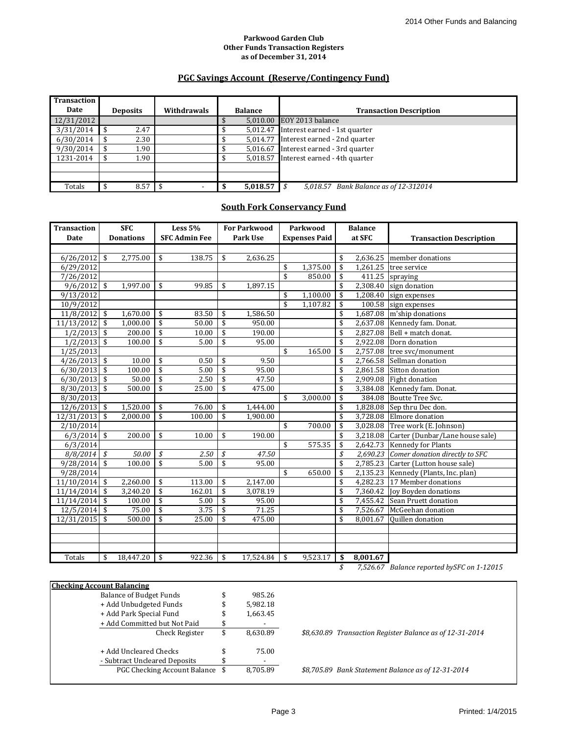**Parkwood Garden Club**
**Other Funds Transaction Registers**
**as of December 31, 2014**

## PGC Savings Account (Reserve/Contingency Fund)

| Transaction Date | Deposits | Withdrawals | Balance | Transaction Description |
|---|---|---|---|---|
| 12/31/2012 | | | $ 5,010.00 | EOY 2013 balance |
| 3/31/2014 | $ 2.47 | | $ 5,012.47 | Interest earned - 1st quarter |
| 6/30/2014 | $ 2.30 | | $ 5,014.77 | Interest earned - 2nd quarter |
| 9/30/2014 | $ 1.90 | | $ 5,016.67 | Interest earned - 3rd quarter |
| 1231-2014 | $ 1.90 | | $ 5,018.57 | Interest earned - 4th quarter |
| | | | | |
| | | | | |
| Totals | $ 8.57 | $ - | **$ 5,018.57** | *$ 5,018.57 Bank Balance as of 12-312014* |

## South Fork Conservancy Fund

| Transaction Date | SFC Donations | Less 5% SFC Admin Fee | For Parkwood Park Use | Parkwood Expenses Paid | Balance at SFC | Transaction Description |
|---|---|---|---|---|---|---|
| | | | | | | |
| 6/26/2012 | $ 2,775.00 | $ 138.75 | $ 2,636.25 | | $ 2,636.25 | member donations |
| 6/29/2012 | | | | $ 1,375.00 | $ 1,261.25 | tree service |
| 7/26/2012 | | | | $ 850.00 | $ 411.25 | spraying |
| 9/6/2012 | $ 1,997.00 | $ 99.85 | $ 1,897.15 | | $ 2,308.40 | sign donation |
| 9/13/2012 | | | | $ 1,100.00 | $ 1,208.40 | sign expenses |
| 10/9/2012 | | | | $ 1,107.82 | $ 100.58 | sign expenses |
| 11/8/2012 | $ 1,670.00 | $ 83.50 | $ 1,586.50 | | $ 1,687.08 | m'ship donations |
| 11/13/2012 | $ 1,000.00 | $ 50.00 | $ 950.00 | | $ 2,637.08 | Kennedy fam. Donat. |
| 1/2/2013 | $ 200.00 | $ 10.00 | $ 190.00 | | $ 2,827.08 | Bell + match donat. |
| 1/2/2013 | $ 100.00 | $ 5.00 | $ 95.00 | | $ 2,922.08 | Dorn donation |
| 1/25/2013 | | | | $ 165.00 | $ 2,757.08 | tree svc/monument |
| 4/26/2013 | $ 10.00 | $ 0.50 | $ 9.50 | | $ 2,766.58 | Sellman donation |
| 6/30/2013 | $ 100.00 | $ 5.00 | $ 95.00 | | $ 2,861.58 | Sitton donation |
| 6/30/2013 | $ 50.00 | $ 2.50 | $ 47.50 | | $ 2,909.08 | Fight donation |
| 8/30/2013 | $ 500.00 | $ 25.00 | $ 475.00 | | $ 3,384.08 | Kennedy fam. Donat. |
| 8/30/2013 | | | | $ 3,000.00 | $ 384.08 | Boutte Tree Svc. |
| 12/6/2013 | $ 1,520.00 | $ 76.00 | $ 1,444.00 | | $ 1,828.08 | Sep thru Dec don. |
| 12/31/2013 | $ 2,000.00 | $ 100.00 | $ 1,900.00 | | $ 3,728.08 | Elmore donation |
| 2/10/2014 | | | | $ 700.00 | $ 3,028.08 | Tree work (E. Johnson) |
| 6/3/2014 | $ 200.00 | $ 10.00 | $ 190.00 | | $ 3,218.08 | Carter (Dunbar/Lane house sale) |
| 6/3/2014 | | | | $ 575.35 | $ 2,642.73 | Kennedy for Plants |
| *8/8/2014* | *$ 50.00* | *$ 2.50* | *$ 47.50* | | *$ 2,690.23* | *Comer donation directly to SFC* |
| 9/28/2014 | $ 100.00 | $ 5.00 | $ 95.00 | | $ 2,785.23 | Carter (Lutton house sale) |
| 9/28/2014 | | | | $ 650.00 | $ 2,135.23 | Kennedy (Plants, Inc. plan) |
| 11/10/2014 | $ 2,260.00 | $ 113.00 | $ 2,147.00 | | $ 4,282.23 | 17 Member donations |
| 11/14/2014 | $ 3,240.20 | $ 162.01 | $ 3,078.19 | | $ 7,360.42 | Joy Boyden donations |
| 11/14/2014 | $ 100.00 | $ 5.00 | $ 95.00 | | $ 7,455.42 | Sean Pruett donation |
| 12/5/2014 | $ 75.00 | $ 3.75 | $ 71.25 | | $ 7,526.67 | McGeehan donation |
| 12/31/2015 | $ 500.00 | $ 25.00 | $ 475.00 | | $ 8,001.67 | Quillen donation |
| | | | | | | |
| | | | | | | |
| | | | | | | |
| Totals | $ 18,447.20 | $ 922.36 | $ 17,524.84 | $ 9,523.17 | **$ 8,001.67** | |
| | | | | | *$ 7,526.67* | *Balance reported bySFC on 1-12015* |

**Checking Account Balancing**

| | | |
|---|---|---|
| Balance of Budget Funds | $ 985.26 | |
| + Add Unbudgeted Funds | $ 5,982.18 | |
| + Add Park Special Fund | $ 1,663.45 | |
| + Add Committed but Not Paid | $ - | |
| Check Register | $ 8,630.89 | *$8,630.89 Transaction Register Balance as of 12-31-2014* |
| | | |
| + Add Uncleared Checks | $ 75.00 | |
| - Subtract Uncleared Deposits | $ - | |
| PGC Checking Account Balance | $ 8,705.89 | *$8,705.89 Bank Statement Balance as of 12-31-2014* |